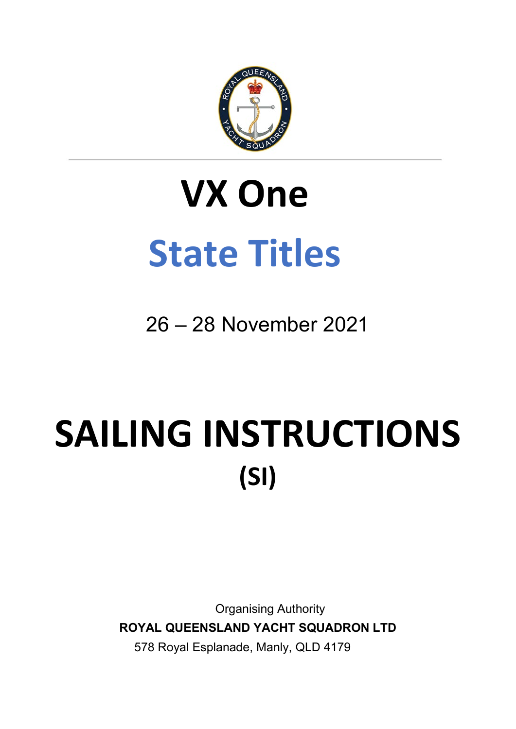# VX One

# State Titles

26 – 28 November 2021

# SAILING INSTRUCTIONS
# (SI)

Organising Authority

**ROYAL QUEENSLAND YACHT SQUADRON LTD**

578 Royal Esplanade, Manly, QLD 4179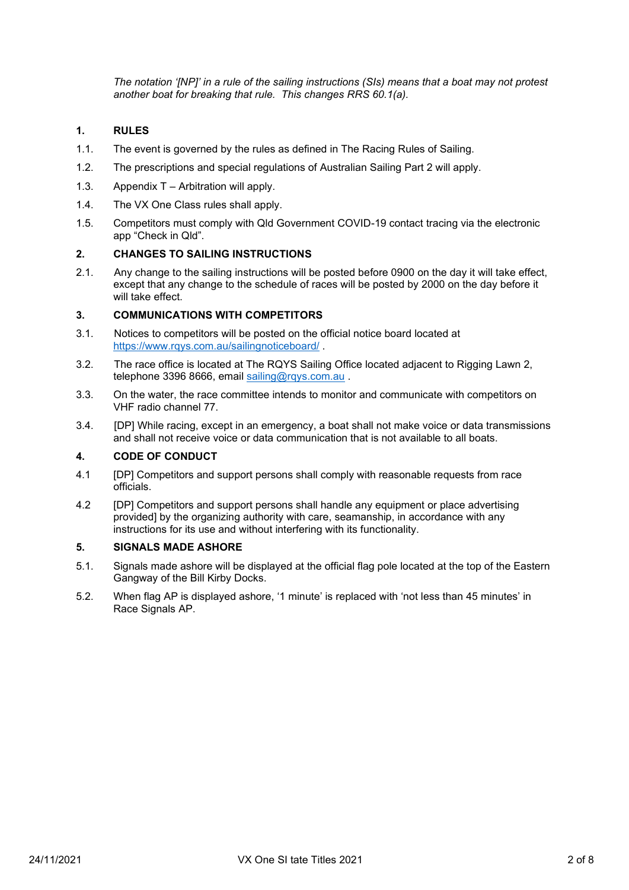*The notation '[NP]' in a rule of the sailing instructions (SIs) means that a boat may not protest another boat for breaking that rule. This changes RRS 60.1(a).*

## 1. RULES

1.1. The event is governed by the rules as defined in The Racing Rules of Sailing.

1.2. The prescriptions and special regulations of Australian Sailing Part 2 will apply.

1.3. Appendix T – Arbitration will apply.

1.4. The VX One Class rules shall apply.

1.5. Competitors must comply with Qld Government COVID-19 contact tracing via the electronic app "Check in Qld".

## 2. CHANGES TO SAILING INSTRUCTIONS

2.1. Any change to the sailing instructions will be posted before 0900 on the day it will take effect, except that any change to the schedule of races will be posted by 2000 on the day before it will take effect.

## 3. COMMUNICATIONS WITH COMPETITORS

3.1. Notices to competitors will be posted on the official notice board located at https://www.rqys.com.au/sailingnoticeboard/ .

3.2. The race office is located at The RQYS Sailing Office located adjacent to Rigging Lawn 2, telephone 3396 8666, email sailing@rqys.com.au .

3.3. On the water, the race committee intends to monitor and communicate with competitors on VHF radio channel 77.

3.4. [DP] While racing, except in an emergency, a boat shall not make voice or data transmissions and shall not receive voice or data communication that is not available to all boats.

## 4. CODE OF CONDUCT

4.1 [DP] Competitors and support persons shall comply with reasonable requests from race officials.

4.2 [DP] Competitors and support persons shall handle any equipment or place advertising provided] by the organizing authority with care, seamanship, in accordance with any instructions for its use and without interfering with its functionality.

## 5. SIGNALS MADE ASHORE

5.1. Signals made ashore will be displayed at the official flag pole located at the top of the Eastern Gangway of the Bill Kirby Docks.

5.2. When flag AP is displayed ashore, '1 minute' is replaced with 'not less than 45 minutes' in Race Signals AP.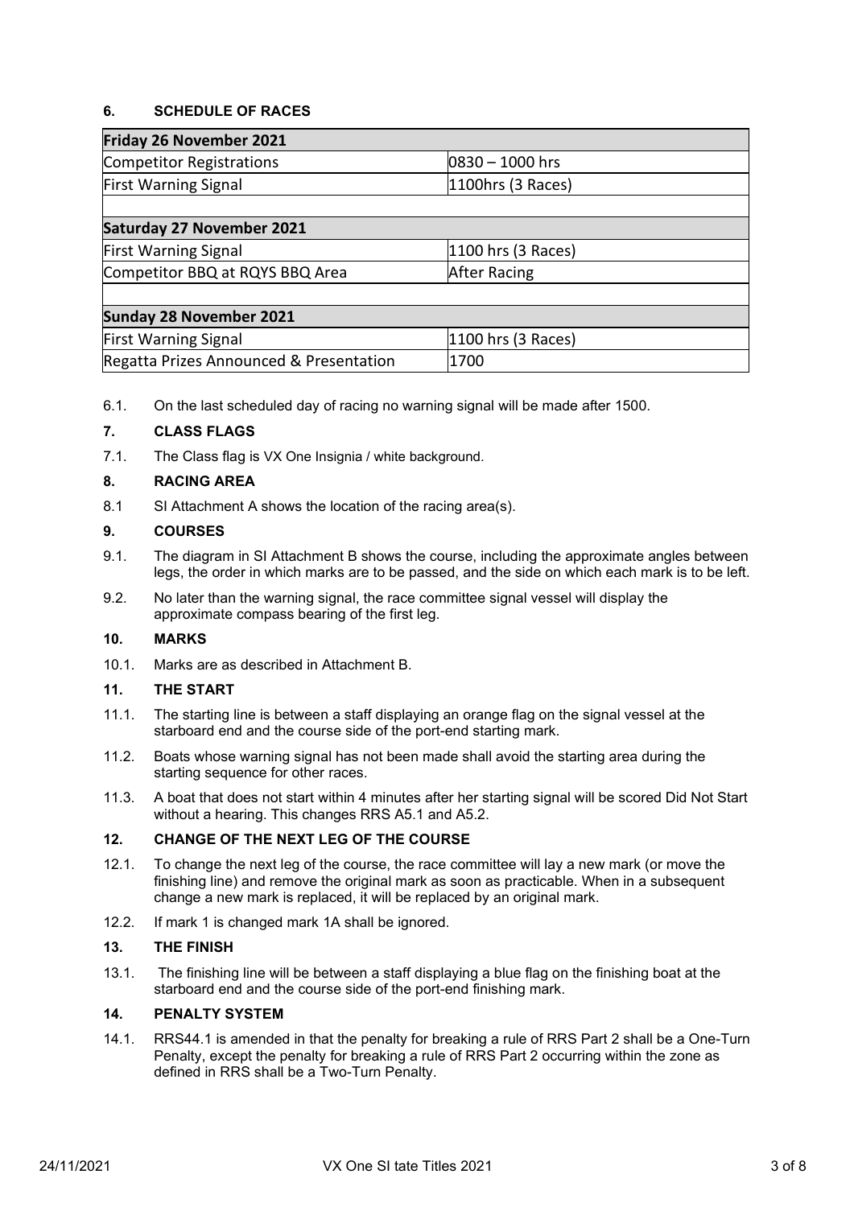## 6. SCHEDULE OF RACES

| **Friday 26 November 2021** | |
|---|---|
| Competitor Registrations | 0830 – 1000 hrs |
| First Warning Signal | 1100hrs (3 Races) |
| | |
| **Saturday 27 November 2021** | |
| First Warning Signal | 1100 hrs (3 Races) |
| Competitor BBQ at RQYS BBQ Area | After Racing |
| | |
| **Sunday 28 November 2021** | |
| First Warning Signal | 1100 hrs (3 Races) |
| Regatta Prizes Announced & Presentation | 1700 |

6.1. On the last scheduled day of racing no warning signal will be made after 1500.

## 7. CLASS FLAGS

7.1. The Class flag is VX One Insignia / white background.

## 8. RACING AREA

8.1 SI Attachment A shows the location of the racing area(s).

## 9. COURSES

9.1. The diagram in SI Attachment B shows the course, including the approximate angles between legs, the order in which marks are to be passed, and the side on which each mark is to be left.

9.2. No later than the warning signal, the race committee signal vessel will display the approximate compass bearing of the first leg.

## 10. MARKS

10.1. Marks are as described in Attachment B.

## 11. THE START

11.1. The starting line is between a staff displaying an orange flag on the signal vessel at the starboard end and the course side of the port-end starting mark.

11.2. Boats whose warning signal has not been made shall avoid the starting area during the starting sequence for other races.

11.3. A boat that does not start within 4 minutes after her starting signal will be scored Did Not Start without a hearing. This changes RRS A5.1 and A5.2.

## 12. CHANGE OF THE NEXT LEG OF THE COURSE

12.1. To change the next leg of the course, the race committee will lay a new mark (or move the finishing line) and remove the original mark as soon as practicable. When in a subsequent change a new mark is replaced, it will be replaced by an original mark.

12.2. If mark 1 is changed mark 1A shall be ignored.

## 13. THE FINISH

13.1. The finishing line will be between a staff displaying a blue flag on the finishing boat at the starboard end and the course side of the port-end finishing mark.

## 14. PENALTY SYSTEM

14.1. RRS44.1 is amended in that the penalty for breaking a rule of RRS Part 2 shall be a One-Turn Penalty, except the penalty for breaking a rule of RRS Part 2 occurring within the zone as defined in RRS shall be a Two-Turn Penalty.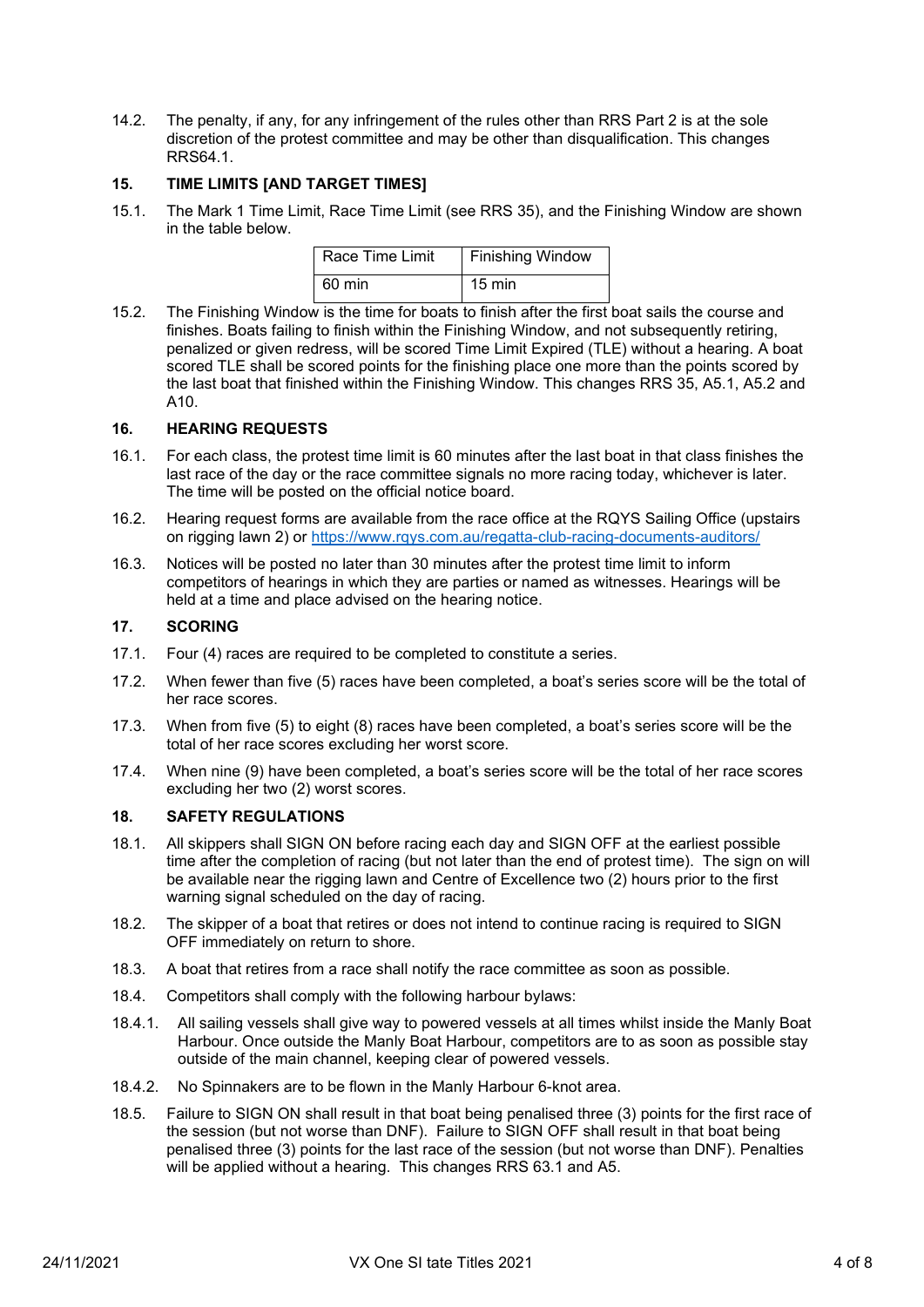14.2. The penalty, if any, for any infringement of the rules other than RRS Part 2 is at the sole discretion of the protest committee and may be other than disqualification. This changes RRS64.1.

## 15. TIME LIMITS [AND TARGET TIMES]

15.1. The Mark 1 Time Limit, Race Time Limit (see RRS 35), and the Finishing Window are shown in the table below.

| Race Time Limit | Finishing Window |
|---|---|
| 60 min | 15 min |

15.2. The Finishing Window is the time for boats to finish after the first boat sails the course and finishes. Boats failing to finish within the Finishing Window, and not subsequently retiring, penalized or given redress, will be scored Time Limit Expired (TLE) without a hearing. A boat scored TLE shall be scored points for the finishing place one more than the points scored by the last boat that finished within the Finishing Window. This changes RRS 35, A5.1, A5.2 and A10.

## 16. HEARING REQUESTS

16.1. For each class, the protest time limit is 60 minutes after the last boat in that class finishes the last race of the day or the race committee signals no more racing today, whichever is later. The time will be posted on the official notice board.

16.2. Hearing request forms are available from the race office at the RQYS Sailing Office (upstairs on rigging lawn 2) or https://www.rqys.com.au/regatta-club-racing-documents-auditors/

16.3. Notices will be posted no later than 30 minutes after the protest time limit to inform competitors of hearings in which they are parties or named as witnesses. Hearings will be held at a time and place advised on the hearing notice.

## 17. SCORING

17.1. Four (4) races are required to be completed to constitute a series.

17.2. When fewer than five (5) races have been completed, a boat's series score will be the total of her race scores.

17.3. When from five (5) to eight (8) races have been completed, a boat's series score will be the total of her race scores excluding her worst score.

17.4. When nine (9) have been completed, a boat's series score will be the total of her race scores excluding her two (2) worst scores.

## 18. SAFETY REGULATIONS

18.1. All skippers shall SIGN ON before racing each day and SIGN OFF at the earliest possible time after the completion of racing (but not later than the end of protest time). The sign on will be available near the rigging lawn and Centre of Excellence two (2) hours prior to the first warning signal scheduled on the day of racing.

18.2. The skipper of a boat that retires or does not intend to continue racing is required to SIGN OFF immediately on return to shore.

18.3. A boat that retires from a race shall notify the race committee as soon as possible.

18.4. Competitors shall comply with the following harbour bylaws:

18.4.1. All sailing vessels shall give way to powered vessels at all times whilst inside the Manly Boat Harbour. Once outside the Manly Boat Harbour, competitors are to as soon as possible stay outside of the main channel, keeping clear of powered vessels.

18.4.2. No Spinnakers are to be flown in the Manly Harbour 6-knot area.

18.5. Failure to SIGN ON shall result in that boat being penalised three (3) points for the first race of the session (but not worse than DNF). Failure to SIGN OFF shall result in that boat being penalised three (3) points for the last race of the session (but not worse than DNF). Penalties will be applied without a hearing. This changes RRS 63.1 and A5.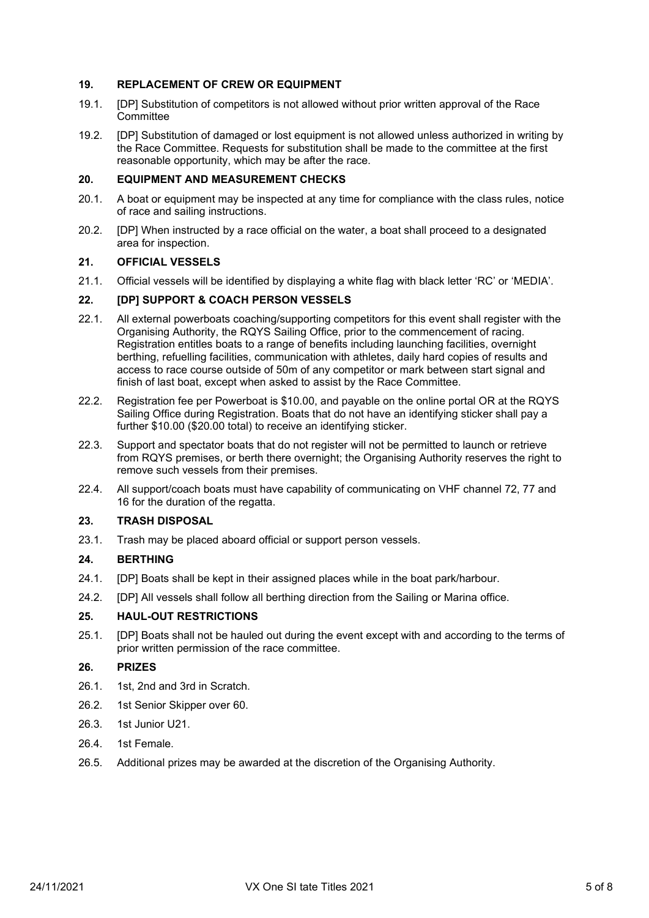## 19. REPLACEMENT OF CREW OR EQUIPMENT

19.1. [DP] Substitution of competitors is not allowed without prior written approval of the Race Committee

19.2. [DP] Substitution of damaged or lost equipment is not allowed unless authorized in writing by the Race Committee. Requests for substitution shall be made to the committee at the first reasonable opportunity, which may be after the race.

## 20. EQUIPMENT AND MEASUREMENT CHECKS

20.1. A boat or equipment may be inspected at any time for compliance with the class rules, notice of race and sailing instructions.

20.2. [DP] When instructed by a race official on the water, a boat shall proceed to a designated area for inspection.

## 21. OFFICIAL VESSELS

21.1. Official vessels will be identified by displaying a white flag with black letter 'RC' or 'MEDIA'.

## 22. [DP] SUPPORT & COACH PERSON VESSELS

22.1. All external powerboats coaching/supporting competitors for this event shall register with the Organising Authority, the RQYS Sailing Office, prior to the commencement of racing. Registration entitles boats to a range of benefits including launching facilities, overnight berthing, refuelling facilities, communication with athletes, daily hard copies of results and access to race course outside of 50m of any competitor or mark between start signal and finish of last boat, except when asked to assist by the Race Committee.

22.2. Registration fee per Powerboat is $10.00, and payable on the online portal OR at the RQYS Sailing Office during Registration. Boats that do not have an identifying sticker shall pay a further $10.00 ($20.00 total) to receive an identifying sticker.

22.3. Support and spectator boats that do not register will not be permitted to launch or retrieve from RQYS premises, or berth there overnight; the Organising Authority reserves the right to remove such vessels from their premises.

22.4. All support/coach boats must have capability of communicating on VHF channel 72, 77 and 16 for the duration of the regatta.

## 23. TRASH DISPOSAL

23.1. Trash may be placed aboard official or support person vessels.

## 24. BERTHING

24.1. [DP] Boats shall be kept in their assigned places while in the boat park/harbour.

24.2. [DP] All vessels shall follow all berthing direction from the Sailing or Marina office.

## 25. HAUL-OUT RESTRICTIONS

25.1. [DP] Boats shall not be hauled out during the event except with and according to the terms of prior written permission of the race committee.

## 26. PRIZES

26.1. 1st, 2nd and 3rd in Scratch.

26.2. 1st Senior Skipper over 60.

26.3. 1st Junior U21.

26.4. 1st Female.

26.5. Additional prizes may be awarded at the discretion of the Organising Authority.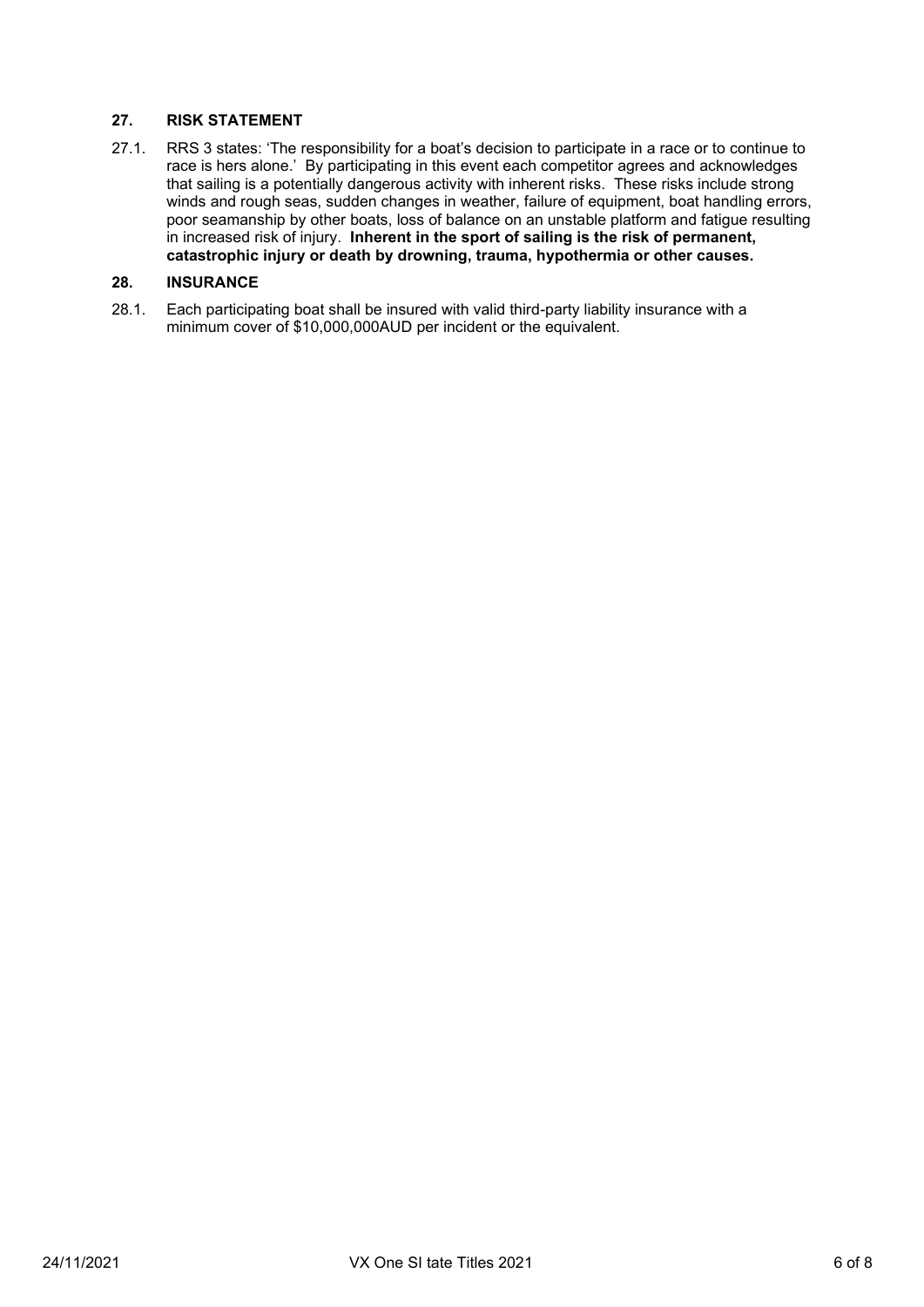## 27. RISK STATEMENT

27.1. RRS 3 states: 'The responsibility for a boat's decision to participate in a race or to continue to race is hers alone.' By participating in this event each competitor agrees and acknowledges that sailing is a potentially dangerous activity with inherent risks. These risks include strong winds and rough seas, sudden changes in weather, failure of equipment, boat handling errors, poor seamanship by other boats, loss of balance on an unstable platform and fatigue resulting in increased risk of injury. **Inherent in the sport of sailing is the risk of permanent, catastrophic injury or death by drowning, trauma, hypothermia or other causes.**

## 28. INSURANCE

28.1. Each participating boat shall be insured with valid third-party liability insurance with a minimum cover of $10,000,000AUD per incident or the equivalent.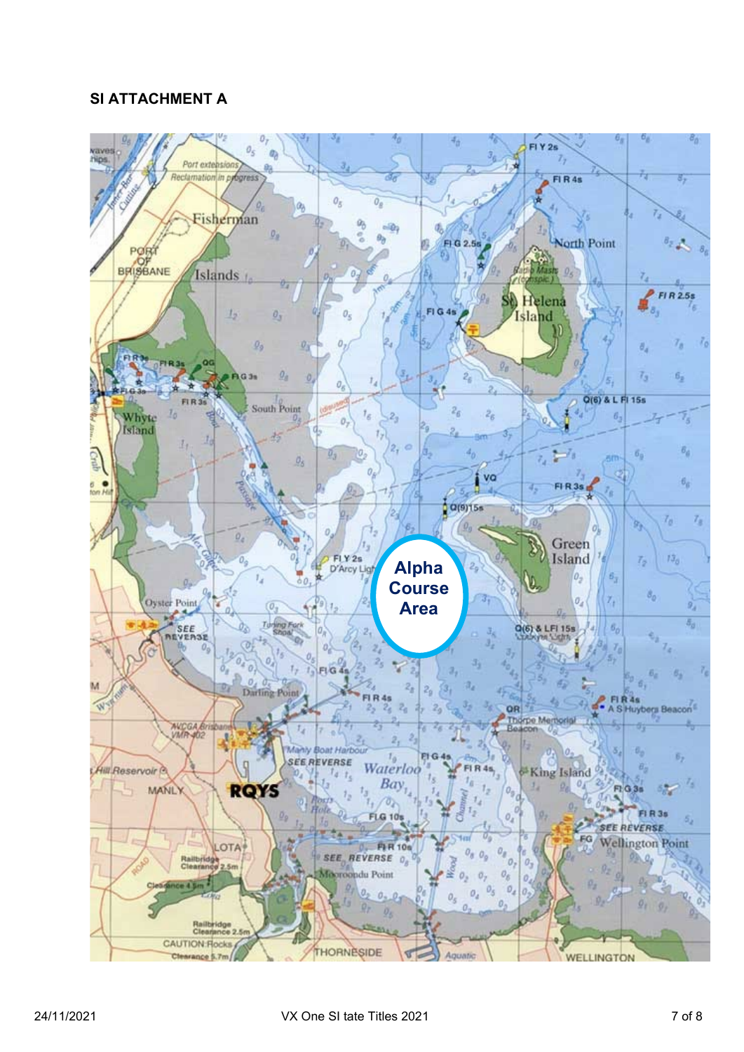# SI ATTACHMENT A

Alpha Course Area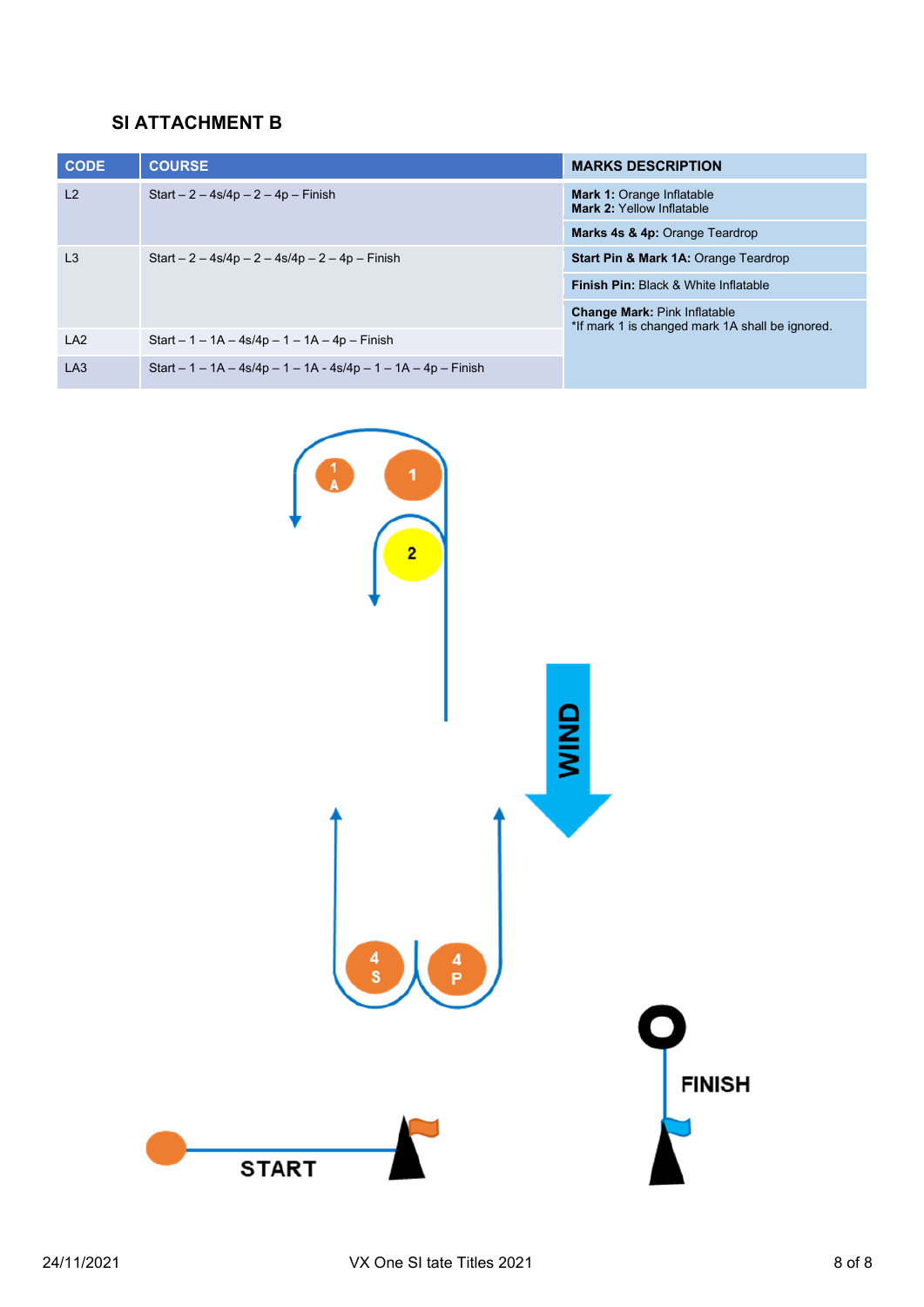## SI ATTACHMENT B

| CODE | COURSE | MARKS DESCRIPTION |
|---|---|---|
| L2 | Start – 2 – 4s/4p – 2 – 4p – Finish | **Mark 1:** Orange Inflatable<br>**Mark 2:** Yellow Inflatable |
| | | **Marks 4s & 4p:** Orange Teardrop |
| L3 | Start – 2 – 4s/4p – 2 – 4s/4p – 2 – 4p – Finish | **Start Pin & Mark 1A:** Orange Teardrop |
| | | **Finish Pin:** Black & White Inflatable |
| | | **Change Mark:** Pink Inflatable<br>*If mark 1 is changed mark 1A shall be ignored. |
| LA2 | Start – 1 – 1A – 4s/4p – 1 – 1A – 4p – Finish | |
| LA3 | Start – 1 – 1A – 4s/4p – 1 – 1A - 4s/4p – 1 – 1A – 4p – Finish | |

1A
1
2
WIND
4S
4P
FINISH
START